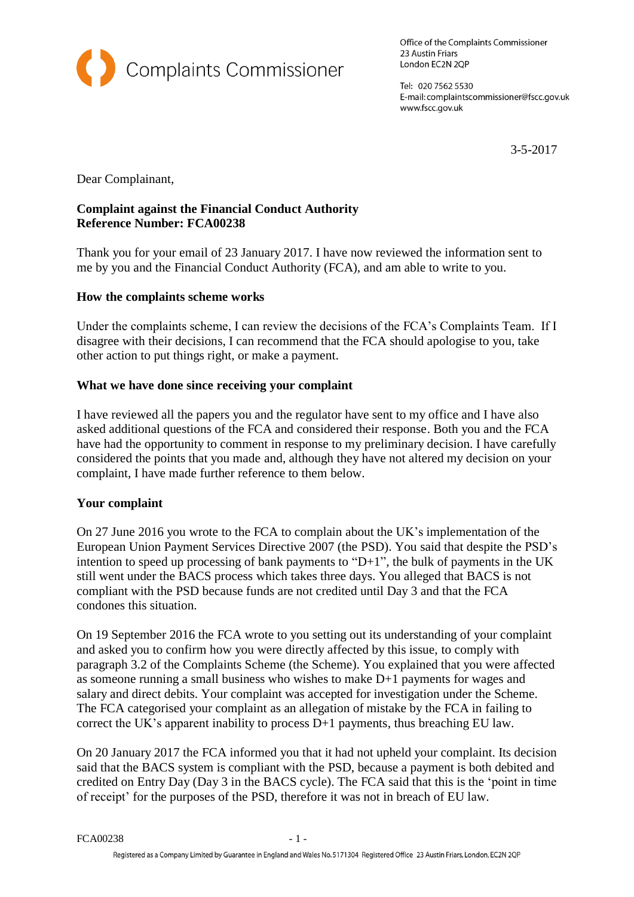Complaints Commissioner

Office of the Complaints Commissioner
23 Austin Friars
London EC2N 2QP

Tel: 020 7562 5530
E-mail: complaintscommissioner@fscc.gov.uk
www.fscc.gov.uk

3-5-2017

Dear Complainant,

**Complaint against the Financial Conduct Authority**
**Reference Number: FCA00238**

Thank you for your email of 23 January 2017. I have now reviewed the information sent to me by you and the Financial Conduct Authority (FCA), and am able to write to you.

**How the complaints scheme works**

Under the complaints scheme, I can review the decisions of the FCA's Complaints Team. If I disagree with their decisions, I can recommend that the FCA should apologise to you, take other action to put things right, or make a payment.

**What we have done since receiving your complaint**

I have reviewed all the papers you and the regulator have sent to my office and I have also asked additional questions of the FCA and considered their response. Both you and the FCA have had the opportunity to comment in response to my preliminary decision. I have carefully considered the points that you made and, although they have not altered my decision on your complaint, I have made further reference to them below.

**Your complaint**

On 27 June 2016 you wrote to the FCA to complain about the UK's implementation of the European Union Payment Services Directive 2007 (the PSD). You said that despite the PSD's intention to speed up processing of bank payments to "D+1", the bulk of payments in the UK still went under the BACS process which takes three days. You alleged that BACS is not compliant with the PSD because funds are not credited until Day 3 and that the FCA condones this situation.

On 19 September 2016 the FCA wrote to you setting out its understanding of your complaint and asked you to confirm how you were directly affected by this issue, to comply with paragraph 3.2 of the Complaints Scheme (the Scheme). You explained that you were affected as someone running a small business who wishes to make D+1 payments for wages and salary and direct debits. Your complaint was accepted for investigation under the Scheme. The FCA categorised your complaint as an allegation of mistake by the FCA in failing to correct the UK's apparent inability to process D+1 payments, thus breaching EU law.

On 20 January 2017 the FCA informed you that it had not upheld your complaint. Its decision said that the BACS system is compliant with the PSD, because a payment is both debited and credited on Entry Day (Day 3 in the BACS cycle). The FCA said that this is the 'point in time of receipt' for the purposes of the PSD, therefore it was not in breach of EU law.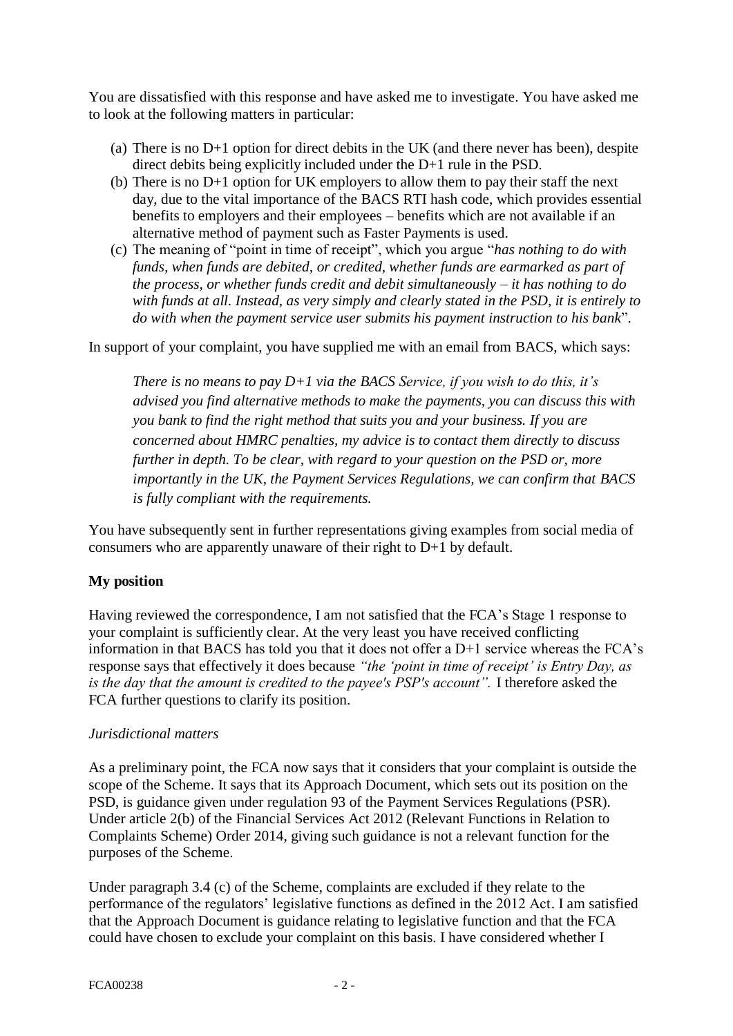You are dissatisfied with this response and have asked me to investigate. You have asked me to look at the following matters in particular:

(a) There is no D+1 option for direct debits in the UK (and there never has been), despite direct debits being explicitly included under the D+1 rule in the PSD.
(b) There is no D+1 option for UK employers to allow them to pay their staff the next day, due to the vital importance of the BACS RTI hash code, which provides essential benefits to employers and their employees – benefits which are not available if an alternative method of payment such as Faster Payments is used.
(c) The meaning of "point in time of receipt", which you argue "*has nothing to do with funds, when funds are debited, or credited, whether funds are earmarked as part of the process, or whether funds credit and debit simultaneously – it has nothing to do with funds at all. Instead, as very simply and clearly stated in the PSD, it is entirely to do with when the payment service user submits his payment instruction to his bank*".

In support of your complaint, you have supplied me with an email from BACS, which says:

> *There is no means to pay D+1 via the BACS Service, if you wish to do this, it's advised you find alternative methods to make the payments, you can discuss this with you bank to find the right method that suits you and your business. If you are concerned about HMRC penalties, my advice is to contact them directly to discuss further in depth. To be clear, with regard to your question on the PSD or, more importantly in the UK, the Payment Services Regulations, we can confirm that BACS is fully compliant with the requirements.*

You have subsequently sent in further representations giving examples from social media of consumers who are apparently unaware of their right to D+1 by default.

**My position**

Having reviewed the correspondence, I am not satisfied that the FCA's Stage 1 response to your complaint is sufficiently clear. At the very least you have received conflicting information in that BACS has told you that it does not offer a D+1 service whereas the FCA's response says that effectively it does because *"the 'point in time of receipt' is Entry Day, as is the day that the amount is credited to the payee's PSP's account".* I therefore asked the FCA further questions to clarify its position.

*Jurisdictional matters*

As a preliminary point, the FCA now says that it considers that your complaint is outside the scope of the Scheme. It says that its Approach Document, which sets out its position on the PSD, is guidance given under regulation 93 of the Payment Services Regulations (PSR). Under article 2(b) of the Financial Services Act 2012 (Relevant Functions in Relation to Complaints Scheme) Order 2014, giving such guidance is not a relevant function for the purposes of the Scheme.

Under paragraph 3.4 (c) of the Scheme, complaints are excluded if they relate to the performance of the regulators' legislative functions as defined in the 2012 Act. I am satisfied that the Approach Document is guidance relating to legislative function and that the FCA could have chosen to exclude your complaint on this basis. I have considered whether I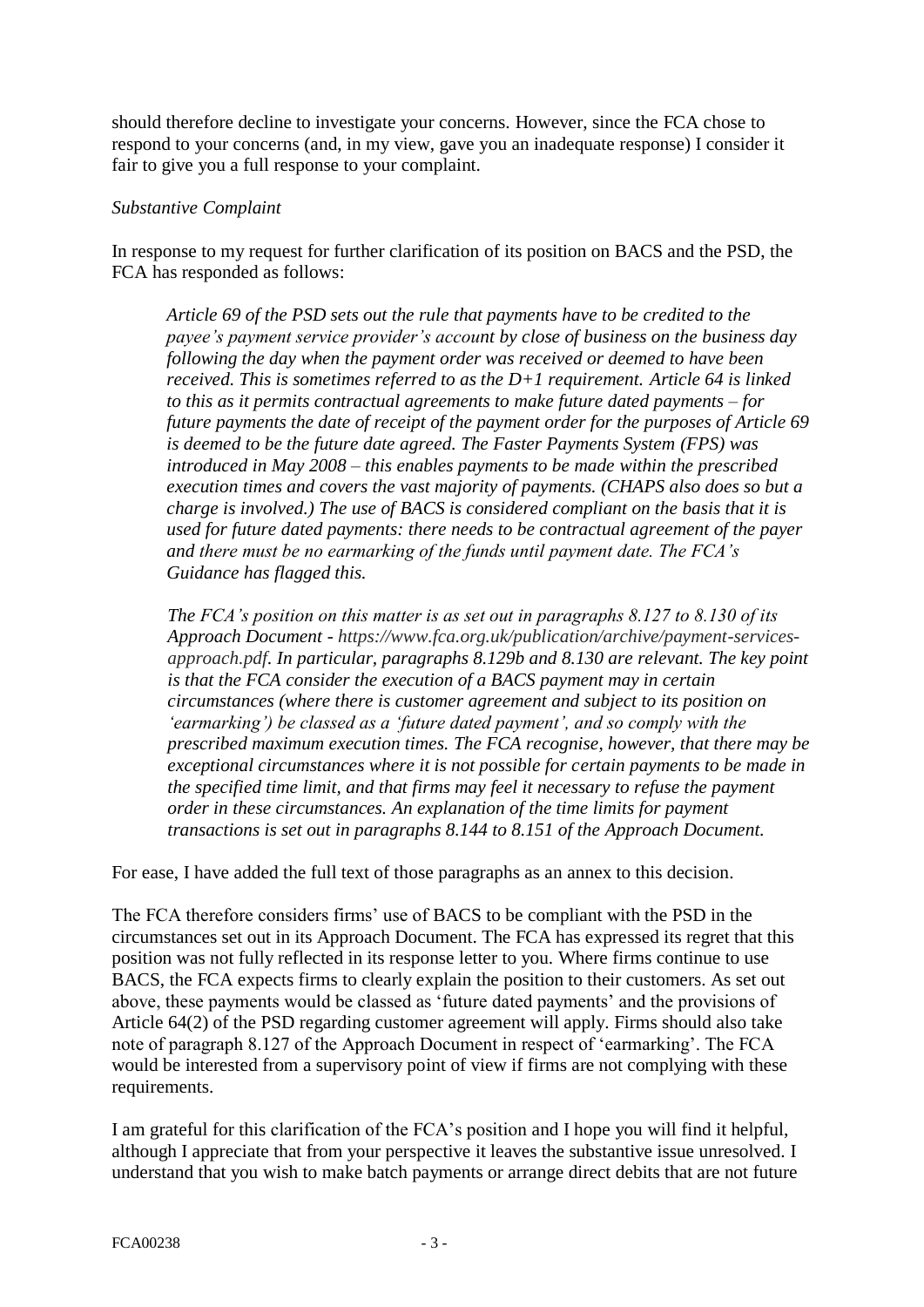should therefore decline to investigate your concerns. However, since the FCA chose to respond to your concerns (and, in my view, gave you an inadequate response) I consider it fair to give you a full response to your complaint.

*Substantive Complaint*

In response to my request for further clarification of its position on BACS and the PSD, the FCA has responded as follows:

> *Article 69 of the PSD sets out the rule that payments have to be credited to the payee's payment service provider's account by close of business on the business day following the day when the payment order was received or deemed to have been received. This is sometimes referred to as the D+1 requirement. Article 64 is linked to this as it permits contractual agreements to make future dated payments – for future payments the date of receipt of the payment order for the purposes of Article 69 is deemed to be the future date agreed. The Faster Payments System (FPS) was introduced in May 2008 – this enables payments to be made within the prescribed execution times and covers the vast majority of payments. (CHAPS also does so but a charge is involved.) The use of BACS is considered compliant on the basis that it is used for future dated payments: there needs to be contractual agreement of the payer and there must be no earmarking of the funds until payment date. The FCA's Guidance has flagged this.*
>
> *The FCA's position on this matter is as set out in paragraphs 8.127 to 8.130 of its Approach Document - https://www.fca.org.uk/publication/archive/payment-services-approach.pdf. In particular, paragraphs 8.129b and 8.130 are relevant. The key point is that the FCA consider the execution of a BACS payment may in certain circumstances (where there is customer agreement and subject to its position on 'earmarking') be classed as a 'future dated payment', and so comply with the prescribed maximum execution times. The FCA recognise, however, that there may be exceptional circumstances where it is not possible for certain payments to be made in the specified time limit, and that firms may feel it necessary to refuse the payment order in these circumstances. An explanation of the time limits for payment transactions is set out in paragraphs 8.144 to 8.151 of the Approach Document.*

For ease, I have added the full text of those paragraphs as an annex to this decision.

The FCA therefore considers firms' use of BACS to be compliant with the PSD in the circumstances set out in its Approach Document. The FCA has expressed its regret that this position was not fully reflected in its response letter to you. Where firms continue to use BACS, the FCA expects firms to clearly explain the position to their customers. As set out above, these payments would be classed as 'future dated payments' and the provisions of Article 64(2) of the PSD regarding customer agreement will apply. Firms should also take note of paragraph 8.127 of the Approach Document in respect of 'earmarking'. The FCA would be interested from a supervisory point of view if firms are not complying with these requirements.

I am grateful for this clarification of the FCA's position and I hope you will find it helpful, although I appreciate that from your perspective it leaves the substantive issue unresolved. I understand that you wish to make batch payments or arrange direct debits that are not future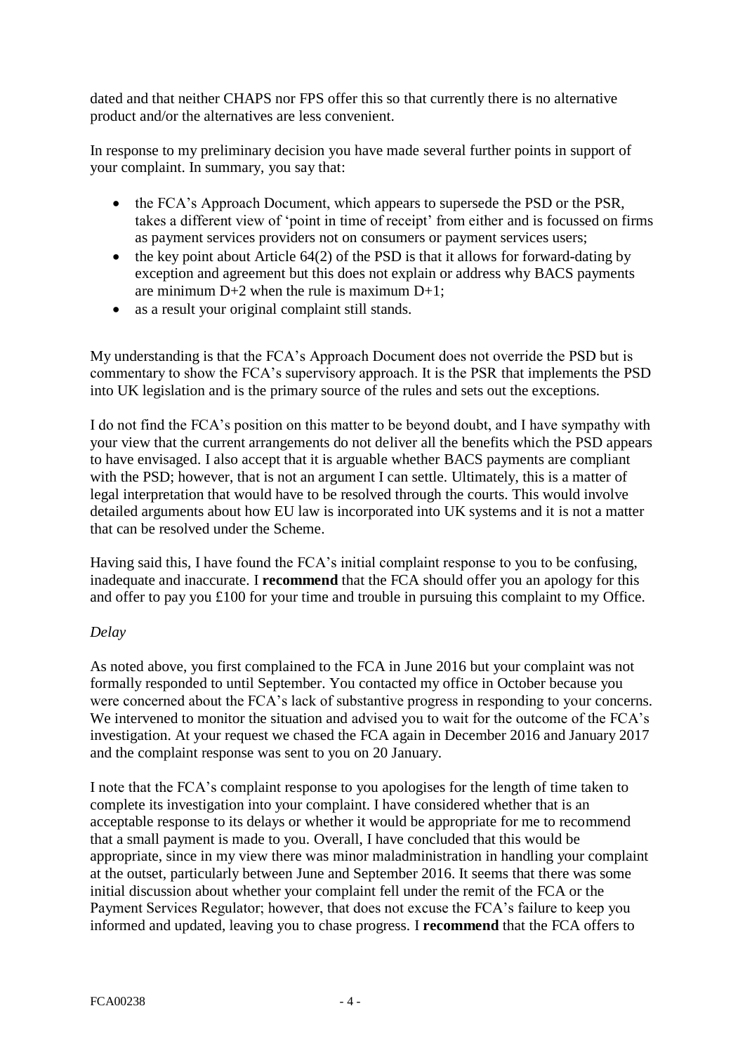dated and that neither CHAPS nor FPS offer this so that currently there is no alternative product and/or the alternatives are less convenient.

In response to my preliminary decision you have made several further points in support of your complaint. In summary, you say that:

- the FCA's Approach Document, which appears to supersede the PSD or the PSR, takes a different view of 'point in time of receipt' from either and is focussed on firms as payment services providers not on consumers or payment services users;
- the key point about Article 64(2) of the PSD is that it allows for forward-dating by exception and agreement but this does not explain or address why BACS payments are minimum D+2 when the rule is maximum D+1;
- as a result your original complaint still stands.

My understanding is that the FCA's Approach Document does not override the PSD but is commentary to show the FCA's supervisory approach. It is the PSR that implements the PSD into UK legislation and is the primary source of the rules and sets out the exceptions.

I do not find the FCA's position on this matter to be beyond doubt, and I have sympathy with your view that the current arrangements do not deliver all the benefits which the PSD appears to have envisaged. I also accept that it is arguable whether BACS payments are compliant with the PSD; however, that is not an argument I can settle. Ultimately, this is a matter of legal interpretation that would have to be resolved through the courts. This would involve detailed arguments about how EU law is incorporated into UK systems and it is not a matter that can be resolved under the Scheme.

Having said this, I have found the FCA's initial complaint response to you to be confusing, inadequate and inaccurate. I **recommend** that the FCA should offer you an apology for this and offer to pay you £100 for your time and trouble in pursuing this complaint to my Office.

*Delay*

As noted above, you first complained to the FCA in June 2016 but your complaint was not formally responded to until September. You contacted my office in October because you were concerned about the FCA's lack of substantive progress in responding to your concerns. We intervened to monitor the situation and advised you to wait for the outcome of the FCA's investigation. At your request we chased the FCA again in December 2016 and January 2017 and the complaint response was sent to you on 20 January.

I note that the FCA's complaint response to you apologises for the length of time taken to complete its investigation into your complaint. I have considered whether that is an acceptable response to its delays or whether it would be appropriate for me to recommend that a small payment is made to you. Overall, I have concluded that this would be appropriate, since in my view there was minor maladministration in handling your complaint at the outset, particularly between June and September 2016. It seems that there was some initial discussion about whether your complaint fell under the remit of the FCA or the Payment Services Regulator; however, that does not excuse the FCA's failure to keep you informed and updated, leaving you to chase progress. I **recommend** that the FCA offers to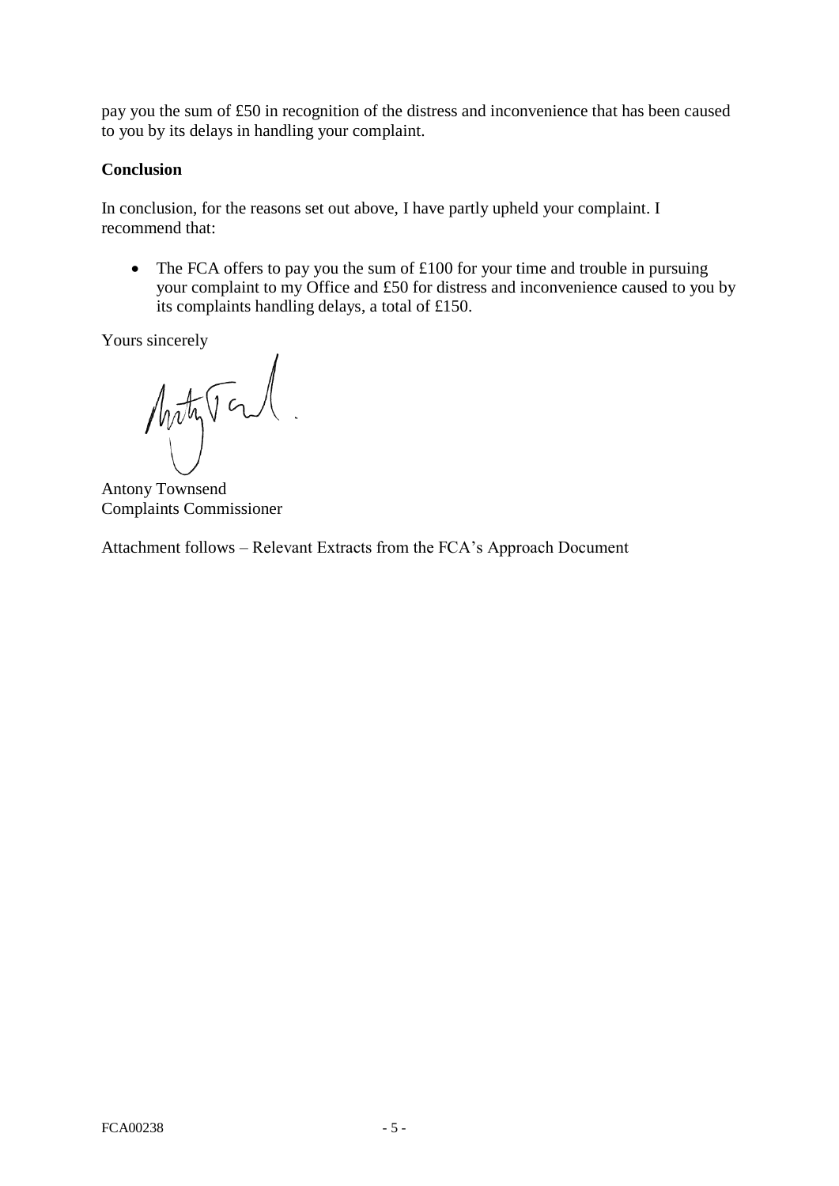pay you the sum of £50 in recognition of the distress and inconvenience that has been caused to you by its delays in handling your complaint.

**Conclusion**

In conclusion, for the reasons set out above, I have partly upheld your complaint. I recommend that:

- The FCA offers to pay you the sum of £100 for your time and trouble in pursuing your complaint to my Office and £50 for distress and inconvenience caused to you by its complaints handling delays, a total of £150.

Yours sincerely

Antony Townsend
Complaints Commissioner

Attachment follows – Relevant Extracts from the FCA's Approach Document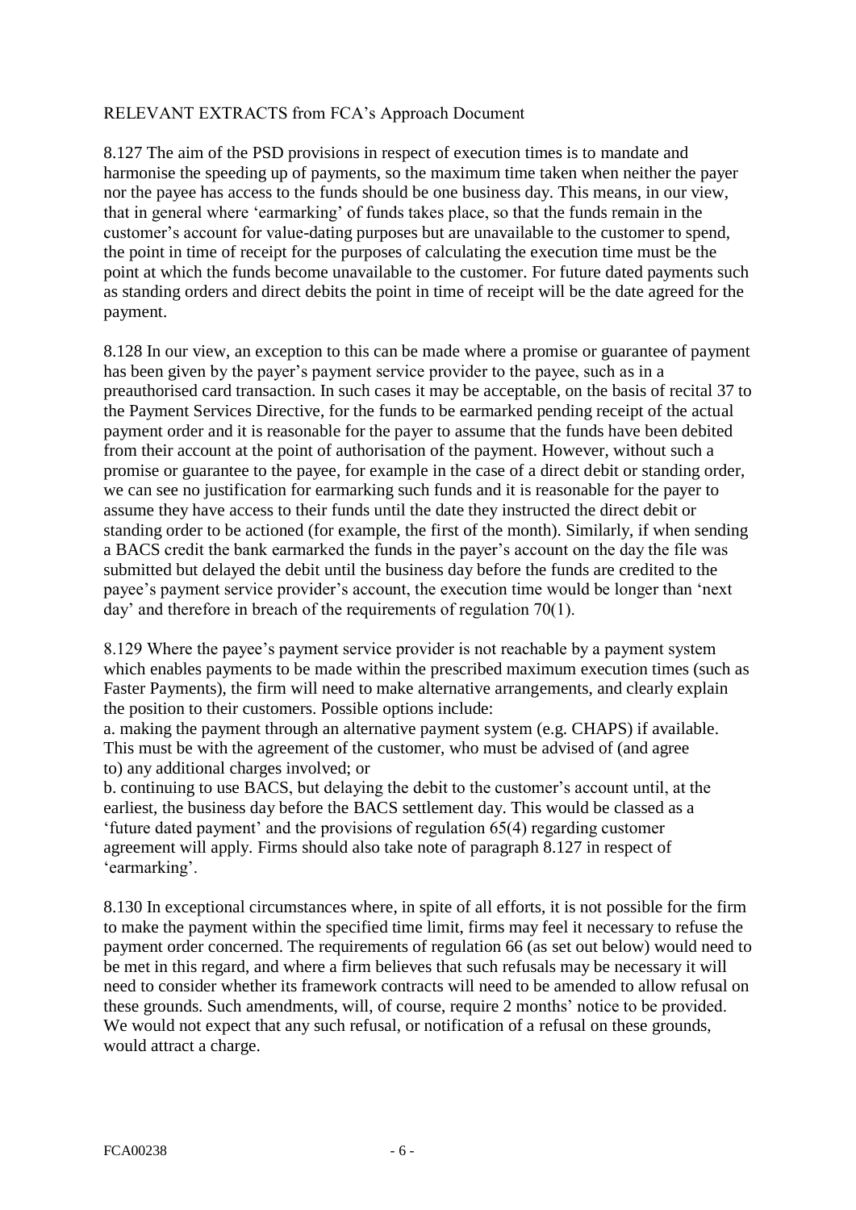RELEVANT EXTRACTS from FCA's Approach Document

8.127 The aim of the PSD provisions in respect of execution times is to mandate and harmonise the speeding up of payments, so the maximum time taken when neither the payer nor the payee has access to the funds should be one business day. This means, in our view, that in general where 'earmarking' of funds takes place, so that the funds remain in the customer's account for value-dating purposes but are unavailable to the customer to spend, the point in time of receipt for the purposes of calculating the execution time must be the point at which the funds become unavailable to the customer. For future dated payments such as standing orders and direct debits the point in time of receipt will be the date agreed for the payment.

8.128 In our view, an exception to this can be made where a promise or guarantee of payment has been given by the payer's payment service provider to the payee, such as in a preauthorised card transaction. In such cases it may be acceptable, on the basis of recital 37 to the Payment Services Directive, for the funds to be earmarked pending receipt of the actual payment order and it is reasonable for the payer to assume that the funds have been debited from their account at the point of authorisation of the payment. However, without such a promise or guarantee to the payee, for example in the case of a direct debit or standing order, we can see no justification for earmarking such funds and it is reasonable for the payer to assume they have access to their funds until the date they instructed the direct debit or standing order to be actioned (for example, the first of the month). Similarly, if when sending a BACS credit the bank earmarked the funds in the payer's account on the day the file was submitted but delayed the debit until the business day before the funds are credited to the payee's payment service provider's account, the execution time would be longer than 'next day' and therefore in breach of the requirements of regulation 70(1).

8.129 Where the payee's payment service provider is not reachable by a payment system which enables payments to be made within the prescribed maximum execution times (such as Faster Payments), the firm will need to make alternative arrangements, and clearly explain the position to their customers. Possible options include:

a. making the payment through an alternative payment system (e.g. CHAPS) if available. This must be with the agreement of the customer, who must be advised of (and agree to) any additional charges involved; or

b. continuing to use BACS, but delaying the debit to the customer's account until, at the earliest, the business day before the BACS settlement day. This would be classed as a 'future dated payment' and the provisions of regulation 65(4) regarding customer agreement will apply. Firms should also take note of paragraph 8.127 in respect of 'earmarking'.

8.130 In exceptional circumstances where, in spite of all efforts, it is not possible for the firm to make the payment within the specified time limit, firms may feel it necessary to refuse the payment order concerned. The requirements of regulation 66 (as set out below) would need to be met in this regard, and where a firm believes that such refusals may be necessary it will need to consider whether its framework contracts will need to be amended to allow refusal on these grounds. Such amendments, will, of course, require 2 months' notice to be provided. We would not expect that any such refusal, or notification of a refusal on these grounds, would attract a charge.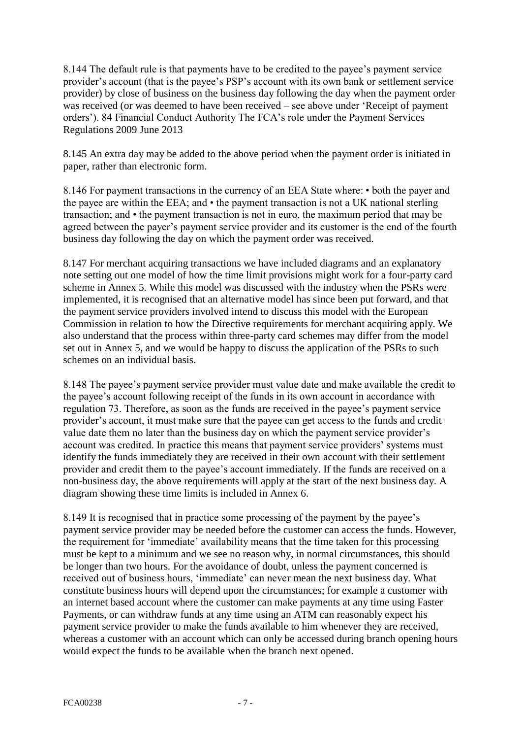8.144 The default rule is that payments have to be credited to the payee's payment service provider's account (that is the payee's PSP's account with its own bank or settlement service provider) by close of business on the business day following the day when the payment order was received (or was deemed to have been received – see above under 'Receipt of payment orders'). 84 Financial Conduct Authority The FCA's role under the Payment Services Regulations 2009 June 2013

8.145 An extra day may be added to the above period when the payment order is initiated in paper, rather than electronic form.

8.146 For payment transactions in the currency of an EEA State where: • both the payer and the payee are within the EEA; and • the payment transaction is not a UK national sterling transaction; and • the payment transaction is not in euro, the maximum period that may be agreed between the payer's payment service provider and its customer is the end of the fourth business day following the day on which the payment order was received.

8.147 For merchant acquiring transactions we have included diagrams and an explanatory note setting out one model of how the time limit provisions might work for a four-party card scheme in Annex 5. While this model was discussed with the industry when the PSRs were implemented, it is recognised that an alternative model has since been put forward, and that the payment service providers involved intend to discuss this model with the European Commission in relation to how the Directive requirements for merchant acquiring apply. We also understand that the process within three-party card schemes may differ from the model set out in Annex 5, and we would be happy to discuss the application of the PSRs to such schemes on an individual basis.

8.148 The payee's payment service provider must value date and make available the credit to the payee's account following receipt of the funds in its own account in accordance with regulation 73. Therefore, as soon as the funds are received in the payee's payment service provider's account, it must make sure that the payee can get access to the funds and credit value date them no later than the business day on which the payment service provider's account was credited. In practice this means that payment service providers' systems must identify the funds immediately they are received in their own account with their settlement provider and credit them to the payee's account immediately. If the funds are received on a non-business day, the above requirements will apply at the start of the next business day. A diagram showing these time limits is included in Annex 6.

8.149 It is recognised that in practice some processing of the payment by the payee's payment service provider may be needed before the customer can access the funds. However, the requirement for 'immediate' availability means that the time taken for this processing must be kept to a minimum and we see no reason why, in normal circumstances, this should be longer than two hours. For the avoidance of doubt, unless the payment concerned is received out of business hours, 'immediate' can never mean the next business day. What constitute business hours will depend upon the circumstances; for example a customer with an internet based account where the customer can make payments at any time using Faster Payments, or can withdraw funds at any time using an ATM can reasonably expect his payment service provider to make the funds available to him whenever they are received, whereas a customer with an account which can only be accessed during branch opening hours would expect the funds to be available when the branch next opened.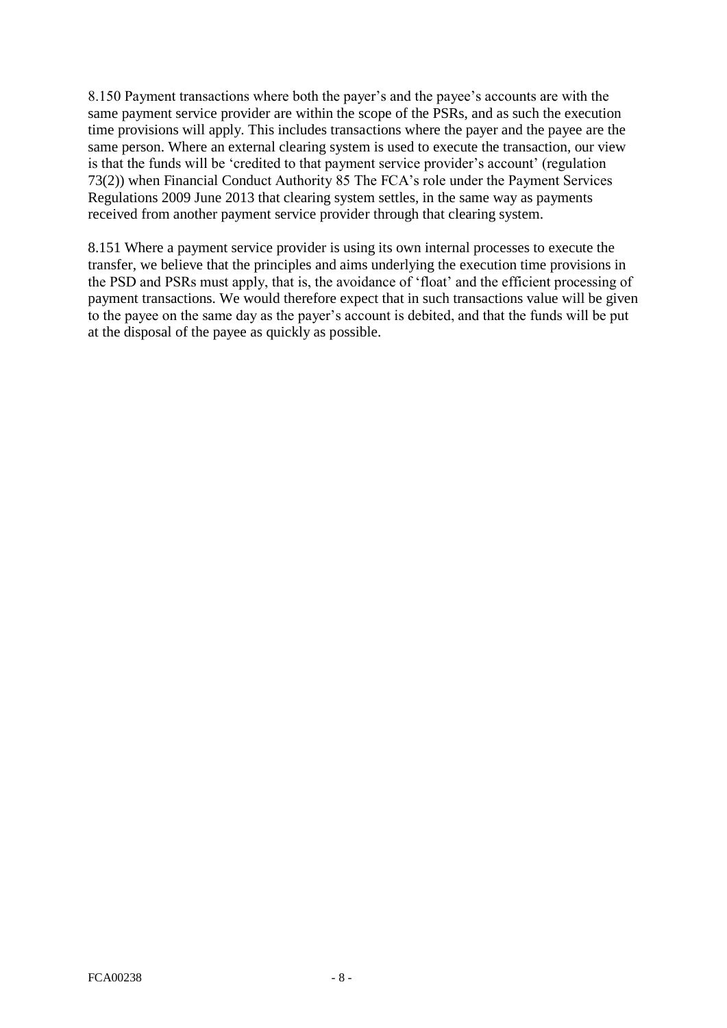8.150 Payment transactions where both the payer's and the payee's accounts are with the same payment service provider are within the scope of the PSRs, and as such the execution time provisions will apply. This includes transactions where the payer and the payee are the same person. Where an external clearing system is used to execute the transaction, our view is that the funds will be 'credited to that payment service provider's account' (regulation 73(2)) when Financial Conduct Authority 85 The FCA's role under the Payment Services Regulations 2009 June 2013 that clearing system settles, in the same way as payments received from another payment service provider through that clearing system.

8.151 Where a payment service provider is using its own internal processes to execute the transfer, we believe that the principles and aims underlying the execution time provisions in the PSD and PSRs must apply, that is, the avoidance of 'float' and the efficient processing of payment transactions. We would therefore expect that in such transactions value will be given to the payee on the same day as the payer's account is debited, and that the funds will be put at the disposal of the payee as quickly as possible.